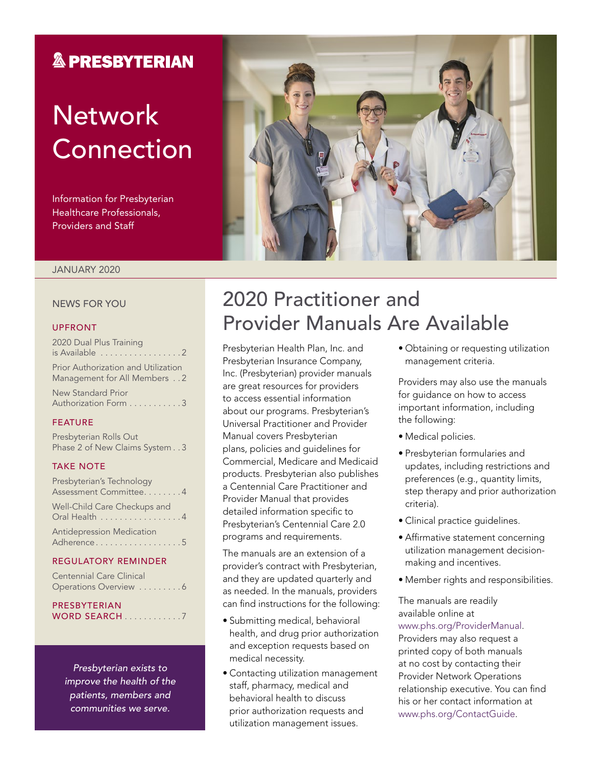# PRESBYTERIAN

# Network Connection

Information for Presbyterian Healthcare Professionals, Providers and Staff

JANUARY 2020

## NEWS FOR YOU

### UPFRONT

2020 Dual Plus Training is Available . . . . . . . . . . . . . . . . . 2

Prior Authorization and Utilization Management for All Members . . 2

New Standard Prior Authorization Form . . . . . . . . . . . 3

### FEATURE

Presbyterian Rolls Out Phase 2 of New Claims System . . 3

### TAKE NOTE

Presbyterian's Technology Assessment Committee. . . . . . . . 4

Well-Child Care Checkups and Oral Health . . . . . . . . . . . . . . . . . 4

Antidepression Medication Adherence. . . . . . . . . . . . . . . . . . 5

### REGULATORY REMINDER

Centennial Care Clinical Operations Overview . . . . . . . . . 6

### PRESBYTERIAN WORD SEARCH . . . . . . . . . . . . 7

*Presbyterian exists to improve the health of the patients, members and communities we serve.*

# 2020 Practitioner and Provider Manuals Are Available

Presbyterian Health Plan, Inc. and Presbyterian Insurance Company, Inc. (Presbyterian) provider manuals are great resources for providers to access essential information about our programs. Presbyterian's Universal Practitioner and Provider Manual covers Presbyterian plans, policies and guidelines for Commercial, Medicare and Medicaid products. Presbyterian also publishes a Centennial Care Practitioner and Provider Manual that provides detailed information specific to Presbyterian's Centennial Care 2.0 programs and requirements.

The manuals are an extension of a provider's contract with Presbyterian, and they are updated quarterly and as needed. In the manuals, providers can find instructions for the following:

- Submitting medical, behavioral health, and drug prior authorization and exception requests based on medical necessity.
- Contacting utilization management staff, pharmacy, medical and behavioral health to discuss prior authorization requests and utilization management issues.
- Obtaining or requesting utilization management criteria.

Providers may also use the manuals for guidance on how to access important information, including the following:

- Medical policies.
- Presbyterian formularies and updates, including restrictions and preferences (e.g., quantity limits, step therapy and prior authorization criteria).
- Clinical practice guidelines.
- Affirmative statement concerning utilization management decision-making and incentives.
- Member rights and responsibilities.

The manuals are readily available online at www.phs.org/ProviderManual. Providers may also request a printed copy of both manuals at no cost by contacting their Provider Network Operations relationship executive. You can find his or her contact information at www.phs.org/ContactGuide.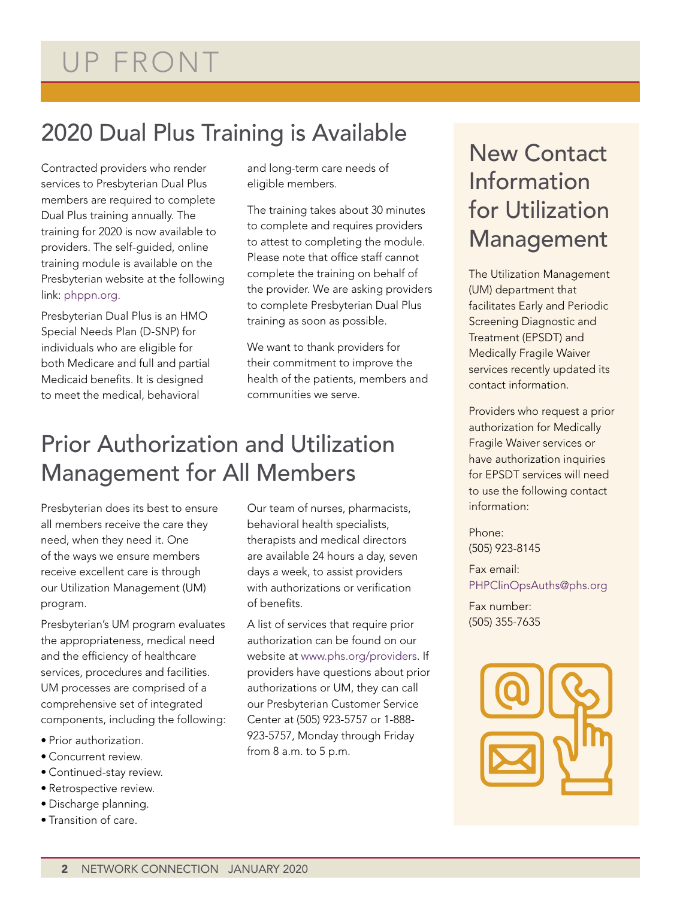# UP FRONT

## 2020 Dual Plus Training is Available

Contracted providers who render services to Presbyterian Dual Plus members are required to complete Dual Plus training annually. The training for 2020 is now available to providers. The self-guided, online training module is available on the Presbyterian website at the following link: phppn.org.

Presbyterian Dual Plus is an HMO Special Needs Plan (D-SNP) for individuals who are eligible for both Medicare and full and partial Medicaid benefits. It is designed to meet the medical, behavioral and long-term care needs of eligible members.

The training takes about 30 minutes to complete and requires providers to attest to completing the module. Please note that office staff cannot complete the training on behalf of the provider. We are asking providers to complete Presbyterian Dual Plus training as soon as possible.

We want to thank providers for their commitment to improve the health of the patients, members and communities we serve.

## Prior Authorization and Utilization Management for All Members

Presbyterian does its best to ensure all members receive the care they need, when they need it. One of the ways we ensure members receive excellent care is through our Utilization Management (UM) program.

Presbyterian's UM program evaluates the appropriateness, medical need and the efficiency of healthcare services, procedures and facilities. UM processes are comprised of a comprehensive set of integrated components, including the following:

- Prior authorization.
- Concurrent review.
- Continued-stay review.
- Retrospective review.
- Discharge planning.
- Transition of care.

Our team of nurses, pharmacists, behavioral health specialists, therapists and medical directors are available 24 hours a day, seven days a week, to assist providers with authorizations or verification of benefits.

A list of services that require prior authorization can be found on our website at www.phs.org/providers. If providers have questions about prior authorizations or UM, they can call our Presbyterian Customer Service Center at (505) 923-5757 or 1-888-923-5757, Monday through Friday from 8 a.m. to 5 p.m.

## New Contact Information for Utilization Management

The Utilization Management (UM) department that facilitates Early and Periodic Screening Diagnostic and Treatment (EPSDT) and Medically Fragile Waiver services recently updated its contact information.

Providers who request a prior authorization for Medically Fragile Waiver services or have authorization inquiries for EPSDT services will need to use the following contact information:

Phone:
(505) 923-8145

Fax email:
PHPClinOpsAuths@phs.org

Fax number:
(505) 355-7635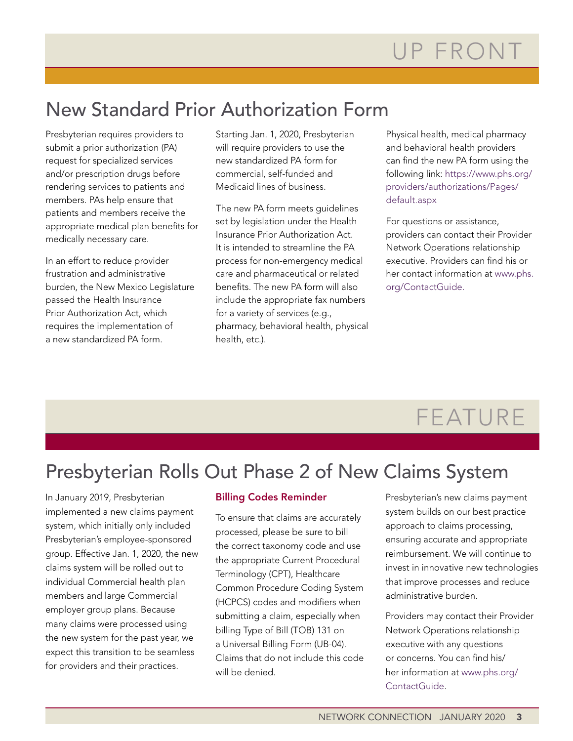# UP FRONT

## New Standard Prior Authorization Form

Presbyterian requires providers to submit a prior authorization (PA) request for specialized services and/or prescription drugs before rendering services to patients and members. PAs help ensure that patients and members receive the appropriate medical plan benefits for medically necessary care.

In an effort to reduce provider frustration and administrative burden, the New Mexico Legislature passed the Health Insurance Prior Authorization Act, which requires the implementation of a new standardized PA form.

Starting Jan. 1, 2020, Presbyterian will require providers to use the new standardized PA form for commercial, self-funded and Medicaid lines of business.

The new PA form meets guidelines set by legislation under the Health Insurance Prior Authorization Act. It is intended to streamline the PA process for non-emergency medical care and pharmaceutical or related benefits. The new PA form will also include the appropriate fax numbers for a variety of services (e.g., pharmacy, behavioral health, physical health, etc.).

Physical health, medical pharmacy and behavioral health providers can find the new PA form using the following link: https://www.phs.org/providers/authorizations/Pages/default.aspx

For questions or assistance, providers can contact their Provider Network Operations relationship executive. Providers can find his or her contact information at www.phs.org/ContactGuide.

# FEATURE

## Presbyterian Rolls Out Phase 2 of New Claims System

In January 2019, Presbyterian implemented a new claims payment system, which initially only included Presbyterian's employee-sponsored group. Effective Jan. 1, 2020, the new claims system will be rolled out to individual Commercial health plan members and large Commercial employer group plans. Because many claims were processed using the new system for the past year, we expect this transition to be seamless for providers and their practices.

### Billing Codes Reminder

To ensure that claims are accurately processed, please be sure to bill the correct taxonomy code and use the appropriate Current Procedural Terminology (CPT), Healthcare Common Procedure Coding System (HCPCS) codes and modifiers when submitting a claim, especially when billing Type of Bill (TOB) 131 on a Universal Billing Form (UB-04). Claims that do not include this code will be denied.

Presbyterian's new claims payment system builds on our best practice approach to claims processing, ensuring accurate and appropriate reimbursement. We will continue to invest in innovative new technologies that improve processes and reduce administrative burden.

Providers may contact their Provider Network Operations relationship executive with any questions or concerns. You can find his/her information at www.phs.org/ContactGuide.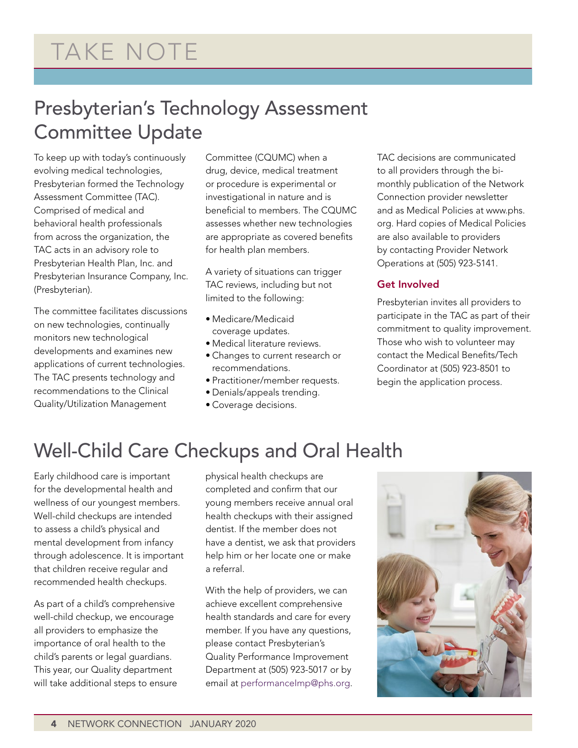# TAKE NOTE

## Presbyterian's Technology Assessment Committee Update

To keep up with today's continuously evolving medical technologies, Presbyterian formed the Technology Assessment Committee (TAC). Comprised of medical and behavioral health professionals from across the organization, the TAC acts in an advisory role to Presbyterian Health Plan, Inc. and Presbyterian Insurance Company, Inc. (Presbyterian).

The committee facilitates discussions on new technologies, continually monitors new technological developments and examines new applications of current technologies. The TAC presents technology and recommendations to the Clinical Quality/Utilization Management Committee (CQUMC) when a drug, device, medical treatment or procedure is experimental or investigational in nature and is beneficial to members. The CQUMC assesses whether new technologies are appropriate as covered benefits for health plan members.

A variety of situations can trigger TAC reviews, including but not limited to the following:

- Medicare/Medicaid coverage updates.
- Medical literature reviews.
- Changes to current research or recommendations.
- Practitioner/member requests.
- Denials/appeals trending.
- Coverage decisions.

TAC decisions are communicated to all providers through the bi-monthly publication of the Network Connection provider newsletter and as Medical Policies at www.phs.org. Hard copies of Medical Policies are also available to providers by contacting Provider Network Operations at (505) 923-5141.

### Get Involved

Presbyterian invites all providers to participate in the TAC as part of their commitment to quality improvement. Those who wish to volunteer may contact the Medical Benefits/Tech Coordinator at (505) 923-8501 to begin the application process.

## Well-Child Care Checkups and Oral Health

Early childhood care is important for the developmental health and wellness of our youngest members. Well-child checkups are intended to assess a child's physical and mental development from infancy through adolescence. It is important that children receive regular and recommended health checkups.

As part of a child's comprehensive well-child checkup, we encourage all providers to emphasize the importance of oral health to the child's parents or legal guardians. This year, our Quality department will take additional steps to ensure physical health checkups are completed and confirm that our young members receive annual oral health checkups with their assigned dentist. If the member does not have a dentist, we ask that providers help him or her locate one or make a referral.

With the help of providers, we can achieve excellent comprehensive health standards and care for every member. If you have any questions, please contact Presbyterian's Quality Performance Improvement Department at (505) 923-5017 or by email at performanceImp@phs.org.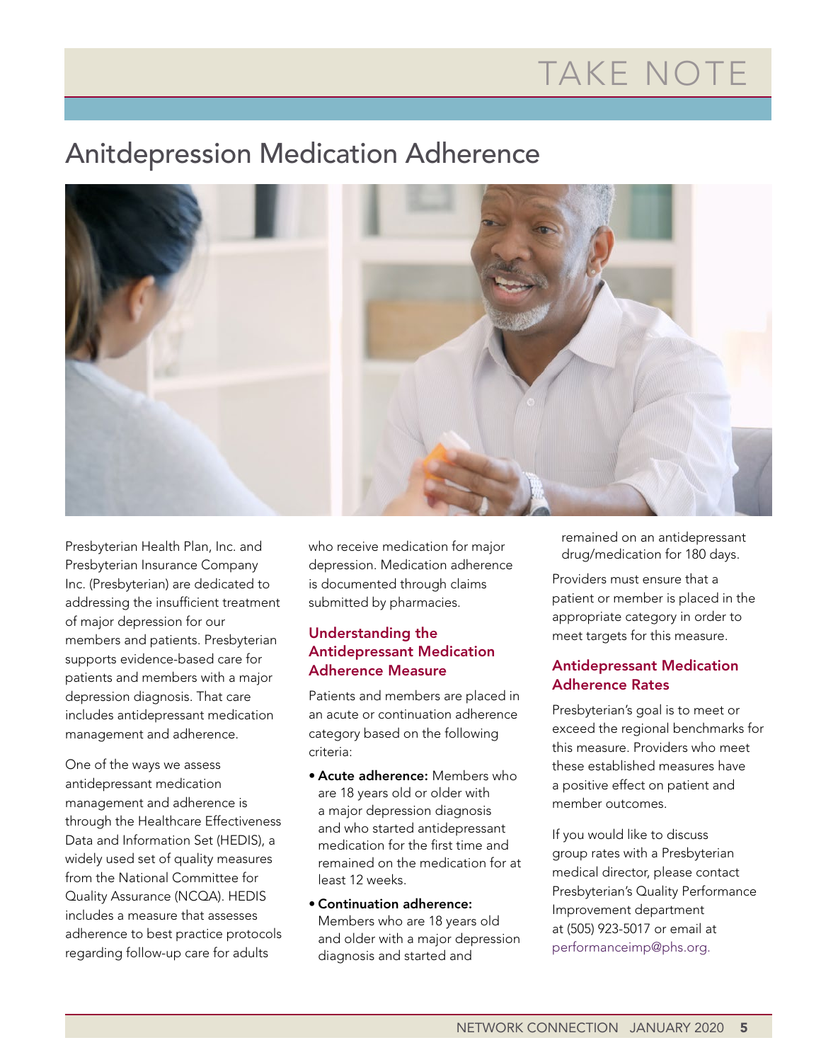# TAKE NOTE

## Anitdepression Medication Adherence

Presbyterian Health Plan, Inc. and Presbyterian Insurance Company Inc. (Presbyterian) are dedicated to addressing the insufficient treatment of major depression for our members and patients. Presbyterian supports evidence-based care for patients and members with a major depression diagnosis. That care includes antidepressant medication management and adherence.

One of the ways we assess antidepressant medication management and adherence is through the Healthcare Effectiveness Data and Information Set (HEDIS), a widely used set of quality measures from the National Committee for Quality Assurance (NCQA). HEDIS includes a measure that assesses adherence to best practice protocols regarding follow-up care for adults who receive medication for major depression. Medication adherence is documented through claims submitted by pharmacies.

### Understanding the Antidepressant Medication Adherence Measure

Patients and members are placed in an acute or continuation adherence category based on the following criteria:

- **Acute adherence:** Members who are 18 years old or older with a major depression diagnosis and who started antidepressant medication for the first time and remained on the medication for at least 12 weeks.
- **Continuation adherence:** Members who are 18 years old and older with a major depression diagnosis and started and remained on an antidepressant drug/medication for 180 days.

Providers must ensure that a patient or member is placed in the appropriate category in order to meet targets for this measure.

### Antidepressant Medication Adherence Rates

Presbyterian's goal is to meet or exceed the regional benchmarks for this measure. Providers who meet these established measures have a positive effect on patient and member outcomes.

If you would like to discuss group rates with a Presbyterian medical director, please contact Presbyterian's Quality Performance Improvement department at (505) 923-5017 or email at performanceimp@phs.org.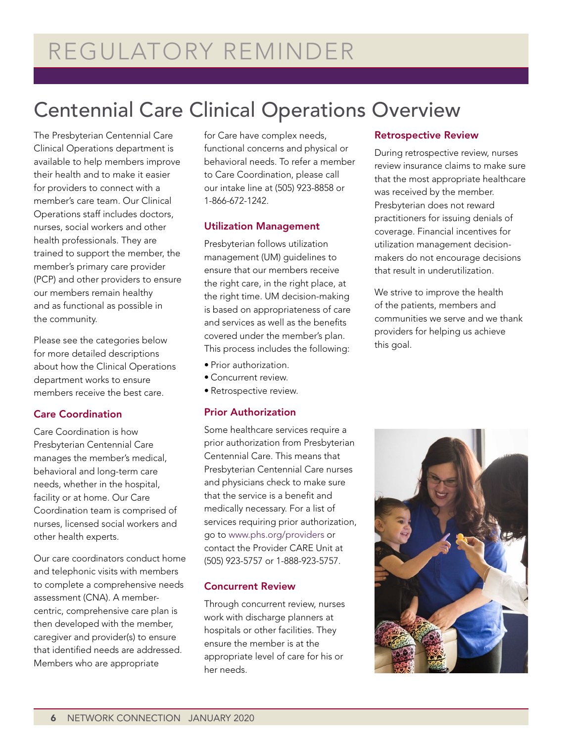# REGULATORY REMINDER

## Centennial Care Clinical Operations Overview

The Presbyterian Centennial Care Clinical Operations department is available to help members improve their health and to make it easier for providers to connect with a member's care team. Our Clinical Operations staff includes doctors, nurses, social workers and other health professionals. They are trained to support the member, the member's primary care provider (PCP) and other providers to ensure our members remain healthy and as functional as possible in the community.

Please see the categories below for more detailed descriptions about how the Clinical Operations department works to ensure members receive the best care.

### Care Coordination

Care Coordination is how Presbyterian Centennial Care manages the member's medical, behavioral and long-term care needs, whether in the hospital, facility or at home. Our Care Coordination team is comprised of nurses, licensed social workers and other health experts.

Our care coordinators conduct home and telephonic visits with members to complete a comprehensive needs assessment (CNA). A member-centric, comprehensive care plan is then developed with the member, caregiver and provider(s) to ensure that identified needs are addressed. Members who are appropriate for Care have complex needs, functional concerns and physical or behavioral needs. To refer a member to Care Coordination, please call our intake line at (505) 923-8858 or 1-866-672-1242.

### Utilization Management

Presbyterian follows utilization management (UM) guidelines to ensure that our members receive the right care, in the right place, at the right time. UM decision-making is based on appropriateness of care and services as well as the benefits covered under the member's plan. This process includes the following:

- Prior authorization.
- Concurrent review.
- Retrospective review.

### Prior Authorization

Some healthcare services require a prior authorization from Presbyterian Centennial Care. This means that Presbyterian Centennial Care nurses and physicians check to make sure that the service is a benefit and medically necessary. For a list of services requiring prior authorization, go to www.phs.org/providers or contact the Provider CARE Unit at (505) 923-5757 or 1-888-923-5757.

### Concurrent Review

Through concurrent review, nurses work with discharge planners at hospitals or other facilities. They ensure the member is at the appropriate level of care for his or her needs.

### Retrospective Review

During retrospective review, nurses review insurance claims to make sure that the most appropriate healthcare was received by the member. Presbyterian does not reward practitioners for issuing denials of coverage. Financial incentives for utilization management decision-makers do not encourage decisions that result in underutilization.

We strive to improve the health of the patients, members and communities we serve and we thank providers for helping us achieve this goal.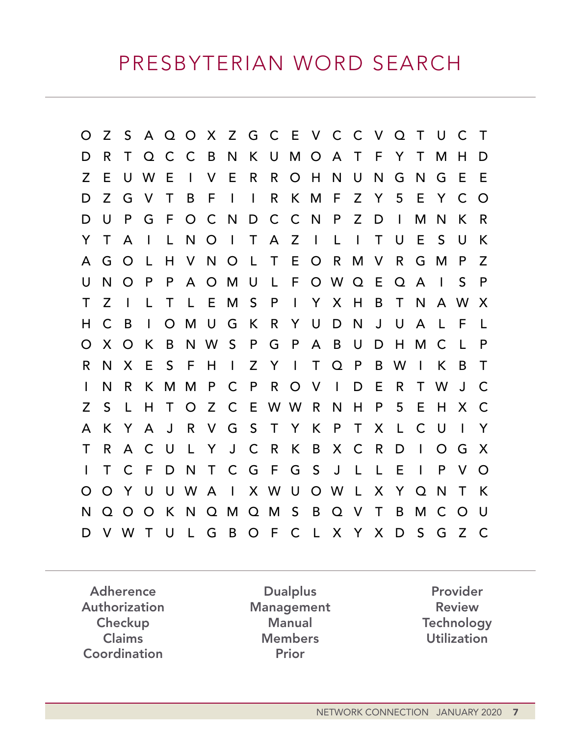# PRESBYTERIAN WORD SEARCH

```
O Z S A Q O X Z G C E V C C V Q T U C T
D R T Q C C B N K U M O A T F Y T M H D
Z E U W E I V E R R O H N U N G N G E E
D Z G V T B F I I R K M F Z Y 5 E Y C O
D U P G F O C N D C C N P Z D I M N K R
Y T A I L N O I T A Z I L I T U E S U K
A G O L H V N O L T E O R M V R G M P Z
U N O P P A O M U L F O W Q E Q A I S P
T Z I L T L E M S P I Y X H B T N A W X
H C B I O M U G K R Y U D N J U A L F L
O X O K B N W S P G P A B U D H M C L P
R N X E S F H I Z Y I T Q P B W I K B T
I N R K M M P C P R O V I D E R T W J C
Z S L H T O Z C E W W R N H P 5 E H X C
A K Y A J R V G S T Y K P T X L C U I Y
T R A C U L Y J C R K B X C R D I O G X
I T C F D N T C G F G S J L L E I P V O
O O Y U U W A I X W U O W L X Y Q N T K
N Q O O K N Q M Q M S B Q V T B M C O U
D V W T U L G B O F C L X Y X D S G Z C
```

Adherence
Authorization
Checkup
Claims
Coordination
Dualplus
Management
Manual
Members
Prior
Provider
Review
Technology
Utilization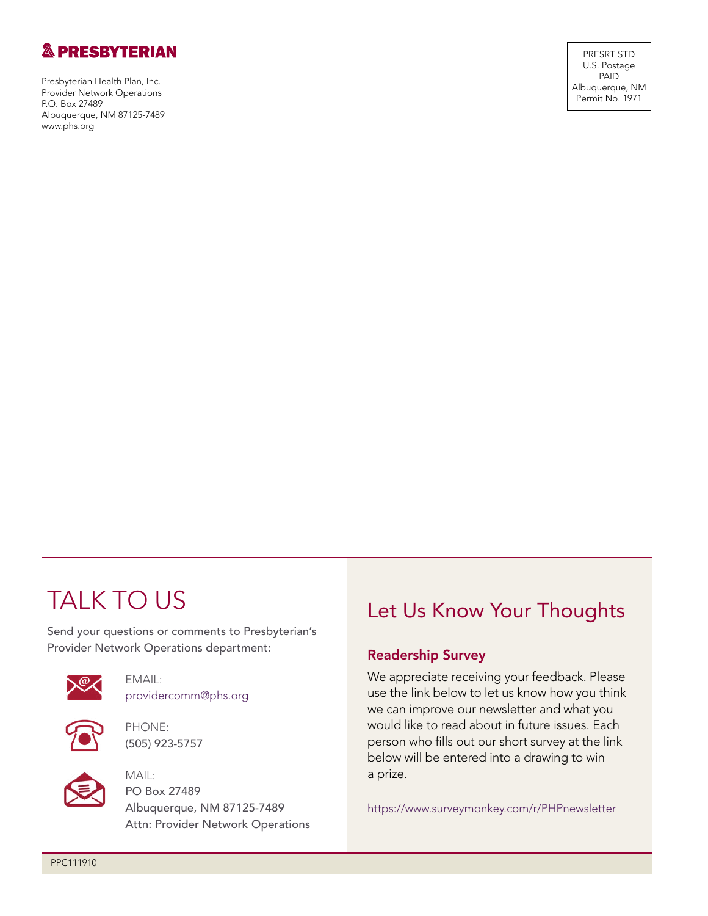**PRESBYTERIAN**

Presbyterian Health Plan, Inc.
Provider Network Operations
P.O. Box 27489
Albuquerque, NM 87125-7489
www.phs.org

PRESRT STD
U.S. Postage
PAID
Albuquerque, NM
Permit No. 1971

# TALK TO US

Send your questions or comments to Presbyterian's Provider Network Operations department:

EMAIL:
providercomm@phs.org

PHONE:
(505) 923-5757

MAIL:
PO Box 27489
Albuquerque, NM 87125-7489
Attn: Provider Network Operations

## Let Us Know Your Thoughts

### Readership Survey

We appreciate receiving your feedback. Please use the link below to let us know how you think we can improve our newsletter and what you would like to read about in future issues. Each person who fills out our short survey at the link below will be entered into a drawing to win a prize.

https://www.surveymonkey.com/r/PHPnewsletter

PPC111910